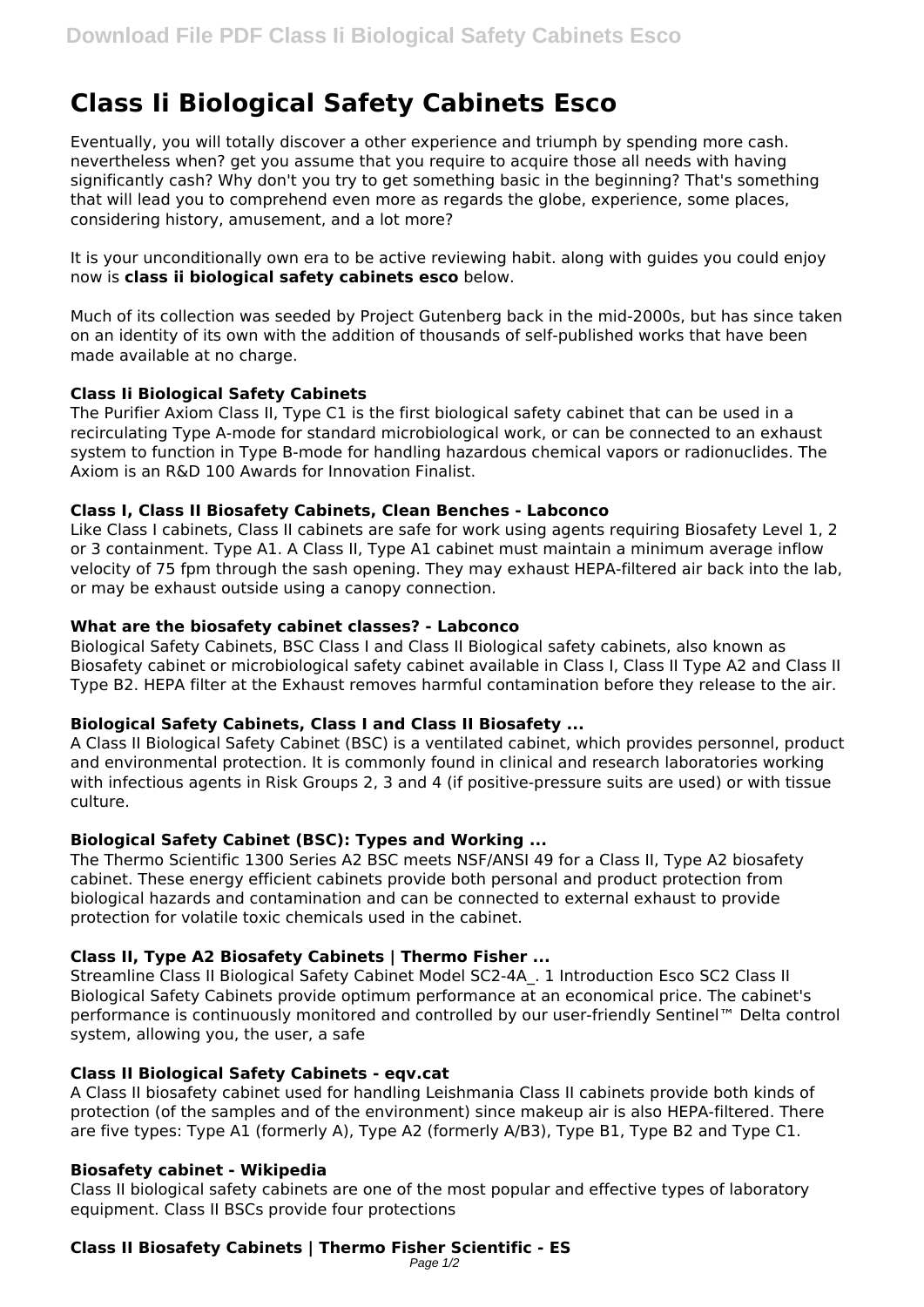# Class Ii Biological Safety Cabinets Esco

Eventually, you will totally discover a other experience and triumph by spending more cash. nevertheless when? get you assume that you require to acquire those all needs with having significantly cash? Why don't you try to get something basic in the beginning? That's something that will lead you to comprehend even more as regards the globe, experience, some places, considering history, amusement, and a lot more?

It is your unconditionally own era to be active reviewing habit. along with guides you could enjoy now is **class ii biological safety cabinets esco** below.

Much of its collection was seeded by Project Gutenberg back in the mid-2000s, but has since taken on an identity of its own with the addition of thousands of self-published works that have been made available at no charge.

### Class Ii Biological Safety Cabinets

The Purifier Axiom Class II, Type C1 is the first biological safety cabinet that can be used in a recirculating Type A-mode for standard microbiological work, or can be connected to an exhaust system to function in Type B-mode for handling hazardous chemical vapors or radionuclides. The Axiom is an R&D 100 Awards for Innovation Finalist.

### Class I, Class II Biosafety Cabinets, Clean Benches - Labconco

Like Class I cabinets, Class II cabinets are safe for work using agents requiring Biosafety Level 1, 2 or 3 containment. Type A1. A Class II, Type A1 cabinet must maintain a minimum average inflow velocity of 75 fpm through the sash opening. They may exhaust HEPA-filtered air back into the lab, or may be exhaust outside using a canopy connection.

### What are the biosafety cabinet classes? - Labconco

Biological Safety Cabinets, BSC Class I and Class II Biological safety cabinets, also known as Biosafety cabinet or microbiological safety cabinet available in Class I, Class II Type A2 and Class II Type B2. HEPA filter at the Exhaust removes harmful contamination before they release to the air.

### Biological Safety Cabinets, Class I and Class II Biosafety ...

A Class II Biological Safety Cabinet (BSC) is a ventilated cabinet, which provides personnel, product and environmental protection. It is commonly found in clinical and research laboratories working with infectious agents in Risk Groups 2, 3 and 4 (if positive-pressure suits are used) or with tissue culture.

### Biological Safety Cabinet (BSC): Types and Working ...

The Thermo Scientific 1300 Series A2 BSC meets NSF/ANSI 49 for a Class II, Type A2 biosafety cabinet. These energy efficient cabinets provide both personal and product protection from biological hazards and contamination and can be connected to external exhaust to provide protection for volatile toxic chemicals used in the cabinet.

### Class II, Type A2 Biosafety Cabinets | Thermo Fisher ...

Streamline Class II Biological Safety Cabinet Model SC2-4A_. 1 Introduction Esco SC2 Class II Biological Safety Cabinets provide optimum performance at an economical price. The cabinet's performance is continuously monitored and controlled by our user-friendly Sentinel™ Delta control system, allowing you, the user, a safe

### Class II Biological Safety Cabinets - eqv.cat

A Class II biosafety cabinet used for handling Leishmania Class II cabinets provide both kinds of protection (of the samples and of the environment) since makeup air is also HEPA-filtered. There are five types: Type A1 (formerly A), Type A2 (formerly A/B3), Type B1, Type B2 and Type C1.

### Biosafety cabinet - Wikipedia

Class II biological safety cabinets are one of the most popular and effective types of laboratory equipment. Class II BSCs provide four protections

### Class II Biosafety Cabinets | Thermo Fisher Scientific - ES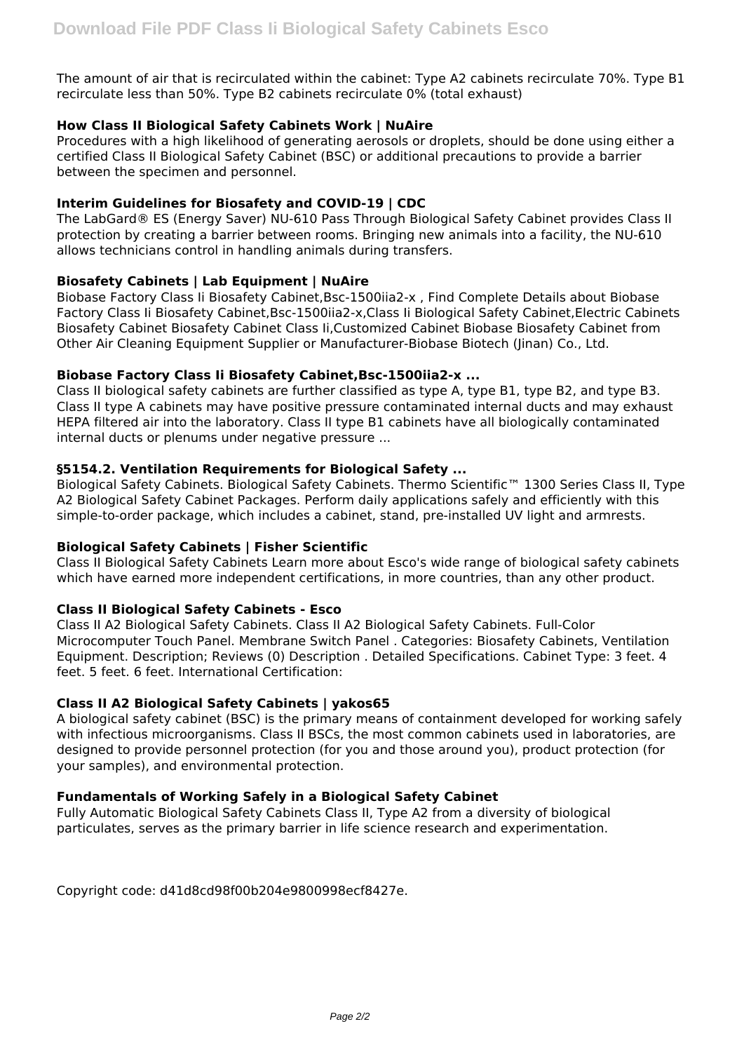The amount of air that is recirculated within the cabinet: Type A2 cabinets recirculate 70%. Type B1 recirculate less than 50%. Type B2 cabinets recirculate 0% (total exhaust)

**How Class II Biological Safety Cabinets Work | NuAire**

Procedures with a high likelihood of generating aerosols or droplets, should be done using either a certified Class II Biological Safety Cabinet (BSC) or additional precautions to provide a barrier between the specimen and personnel.

**Interim Guidelines for Biosafety and COVID-19 | CDC**

The LabGard® ES (Energy Saver) NU-610 Pass Through Biological Safety Cabinet provides Class II protection by creating a barrier between rooms. Bringing new animals into a facility, the NU-610 allows technicians control in handling animals during transfers.

**Biosafety Cabinets | Lab Equipment | NuAire**

Biobase Factory Class Ii Biosafety Cabinet,Bsc-1500iia2-x , Find Complete Details about Biobase Factory Class Ii Biosafety Cabinet,Bsc-1500iia2-x,Class Ii Biological Safety Cabinet,Electric Cabinets Biosafety Cabinet Biosafety Cabinet Class Ii,Customized Cabinet Biobase Biosafety Cabinet from Other Air Cleaning Equipment Supplier or Manufacturer-Biobase Biotech (Jinan) Co., Ltd.

**Biobase Factory Class Ii Biosafety Cabinet,Bsc-1500iia2-x ...**

Class II biological safety cabinets are further classified as type A, type B1, type B2, and type B3. Class II type A cabinets may have positive pressure contaminated internal ducts and may exhaust HEPA filtered air into the laboratory. Class II type B1 cabinets have all biologically contaminated internal ducts or plenums under negative pressure ...

**§5154.2. Ventilation Requirements for Biological Safety ...**

Biological Safety Cabinets. Biological Safety Cabinets. Thermo Scientific™ 1300 Series Class II, Type A2 Biological Safety Cabinet Packages. Perform daily applications safely and efficiently with this simple-to-order package, which includes a cabinet, stand, pre-installed UV light and armrests.

**Biological Safety Cabinets | Fisher Scientific**

Class II Biological Safety Cabinets Learn more about Esco's wide range of biological safety cabinets which have earned more independent certifications, in more countries, than any other product.

**Class II Biological Safety Cabinets - Esco**

Class II A2 Biological Safety Cabinets. Class II A2 Biological Safety Cabinets. Full-Color Microcomputer Touch Panel. Membrane Switch Panel . Categories: Biosafety Cabinets, Ventilation Equipment. Description; Reviews (0) Description . Detailed Specifications. Cabinet Type: 3 feet. 4 feet. 5 feet. 6 feet. International Certification:

**Class II A2 Biological Safety Cabinets | yakos65**

A biological safety cabinet (BSC) is the primary means of containment developed for working safely with infectious microorganisms. Class II BSCs, the most common cabinets used in laboratories, are designed to provide personnel protection (for you and those around you), product protection (for your samples), and environmental protection.

**Fundamentals of Working Safely in a Biological Safety Cabinet**

Fully Automatic Biological Safety Cabinets Class II, Type A2 from a diversity of biological particulates, serves as the primary barrier in life science research and experimentation.

Copyright code: d41d8cd98f00b204e9800998ecf8427e.